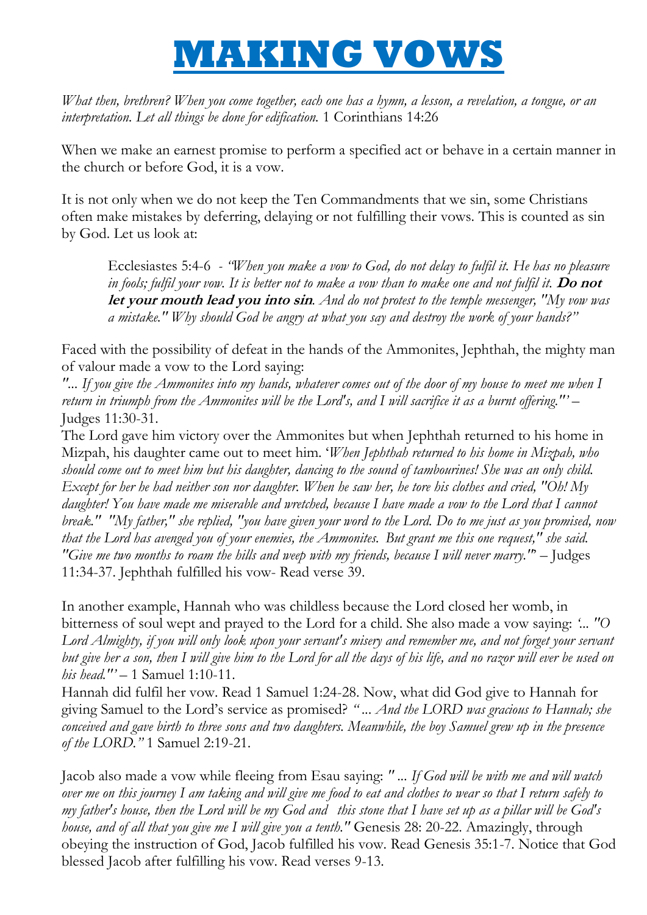# MAKING VOWS

*What then, brethren? When you come together, each one has a hymn, a lesson, a revelation, a tongue, or an interpretation. Let all things be done for edification.* 1 Corinthians 14:26

When we make an earnest promise to perform a specified act or behave in a certain manner in the church or before God, it is a vow.

It is not only when we do not keep the Ten Commandments that we sin, some Christians often make mistakes by deferring, delaying or not fulfilling their vows. This is counted as sin by God. Let us look at:

> Ecclesiastes 5:4-6 - *"When you make a vow to God, do not delay to fulfil it. He has no pleasure in fools; fulfil your vow. It is better not to make a vow than to make one and not fulfil it.* ***Do not let your mouth lead you into sin****. And do not protest to the temple messenger, "My vow was a mistake." Why should God be angry at what you say and destroy the work of your hands?"*

Faced with the possibility of defeat in the hands of the Ammonites, Jephthah, the mighty man of valour made a vow to the Lord saying:
*"... If you give the Ammonites into my hands, whatever comes out of the door of my house to meet me when I return in triumph from the Ammonites will be the Lord's, and I will sacrifice it as a burnt offering."'* – Judges 11:30-31.
The Lord gave him victory over the Ammonites but when Jephthah returned to his home in Mizpah, his daughter came out to meet him. '*When Jephthah returned to his home in Mizpah, who should come out to meet him but his daughter, dancing to the sound of tambourines! She was an only child. Except for her he had neither son nor daughter. When he saw her, he tore his clothes and cried, "Oh! My daughter! You have made me miserable and wretched, because I have made a vow to the Lord that I cannot break." "My father," she replied, "you have given your word to the Lord. Do to me just as you promised, now that the Lord has avenged you of your enemies, the Ammonites. But grant me this one request," she said. "Give me two months to roam the hills and weep with my friends, because I will never marry."*" – Judges 11:34-37. Jephthah fulfilled his vow- Read verse 39.

In another example, Hannah who was childless because the Lord closed her womb, in bitterness of soul wept and prayed to the Lord for a child. She also made a vow saying: *'... "O Lord Almighty, if you will only look upon your servant's misery and remember me, and not forget your servant but give her a son, then I will give him to the Lord for all the days of his life, and no razor will ever be used on his head."'* – 1 Samuel 1:10-11.
Hannah did fulfil her vow. Read 1 Samuel 1:24-28. Now, what did God give to Hannah for giving Samuel to the Lord's service as promised? *"... And the LORD was gracious to Hannah; she conceived and gave birth to three sons and two daughters. Meanwhile, the boy Samuel grew up in the presence of the LORD."* 1 Samuel 2:19-21.

Jacob also made a vow while fleeing from Esau saying: *" ... If God will be with me and will watch over me on this journey I am taking and will give me food to eat and clothes to wear so that I return safely to my father's house, then the Lord will be my God and this stone that I have set up as a pillar will be God's house, and of all that you give me I will give you a tenth."* Genesis 28: 20-22. Amazingly, through obeying the instruction of God, Jacob fulfilled his vow. Read Genesis 35:1-7. Notice that God blessed Jacob after fulfilling his vow. Read verses 9-13.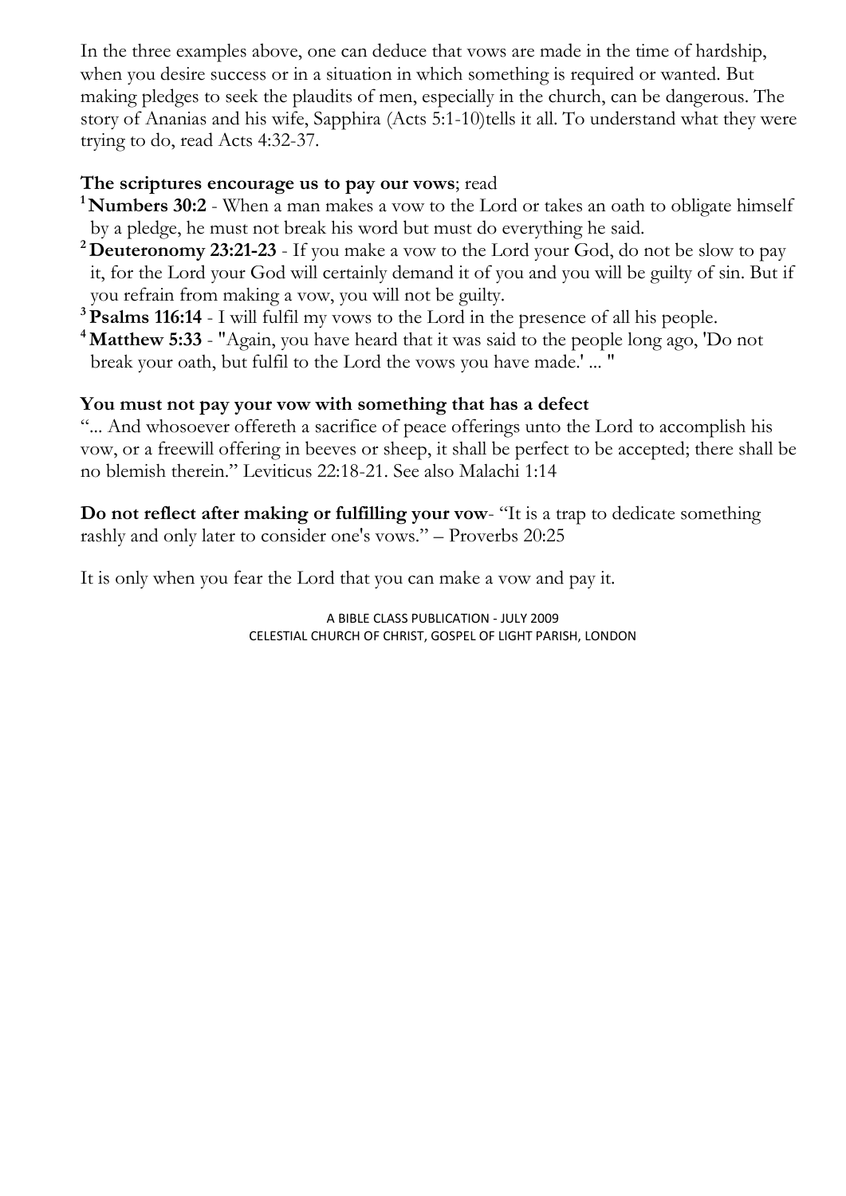In the three examples above, one can deduce that vows are made in the time of hardship, when you desire success or in a situation in which something is required or wanted. But making pledges to seek the plaudits of men, especially in the church, can be dangerous. The story of Ananias and his wife, Sapphira (Acts 5:1-10)tells it all. To understand what they were trying to do, read Acts 4:32-37.

**The scriptures encourage us to pay our vows**; read

[1] **Numbers 30:2** - When a man makes a vow to the Lord or takes an oath to obligate himself by a pledge, he must not break his word but must do everything he said.

[2] **Deuteronomy 23:21-23** - If you make a vow to the Lord your God, do not be slow to pay it, for the Lord your God will certainly demand it of you and you will be guilty of sin. But if you refrain from making a vow, you will not be guilty.

[3] **Psalms 116:14** - I will fulfil my vows to the Lord in the presence of all his people.

[4] **Matthew 5:33** - "Again, you have heard that it was said to the people long ago, 'Do not break your oath, but fulfil to the Lord the vows you have made.' ... "

**You must not pay your vow with something that has a defect**

"... And whosoever offereth a sacrifice of peace offerings unto the Lord to accomplish his vow, or a freewill offering in beeves or sheep, it shall be perfect to be accepted; there shall be no blemish therein." Leviticus 22:18-21. See also Malachi 1:14

**Do not reflect after making or fulfilling your vow**- "It is a trap to dedicate something rashly and only later to consider one's vows." – Proverbs 20:25

It is only when you fear the Lord that you can make a vow and pay it.

A BIBLE CLASS PUBLICATION - JULY 2009
CELESTIAL CHURCH OF CHRIST, GOSPEL OF LIGHT PARISH, LONDON